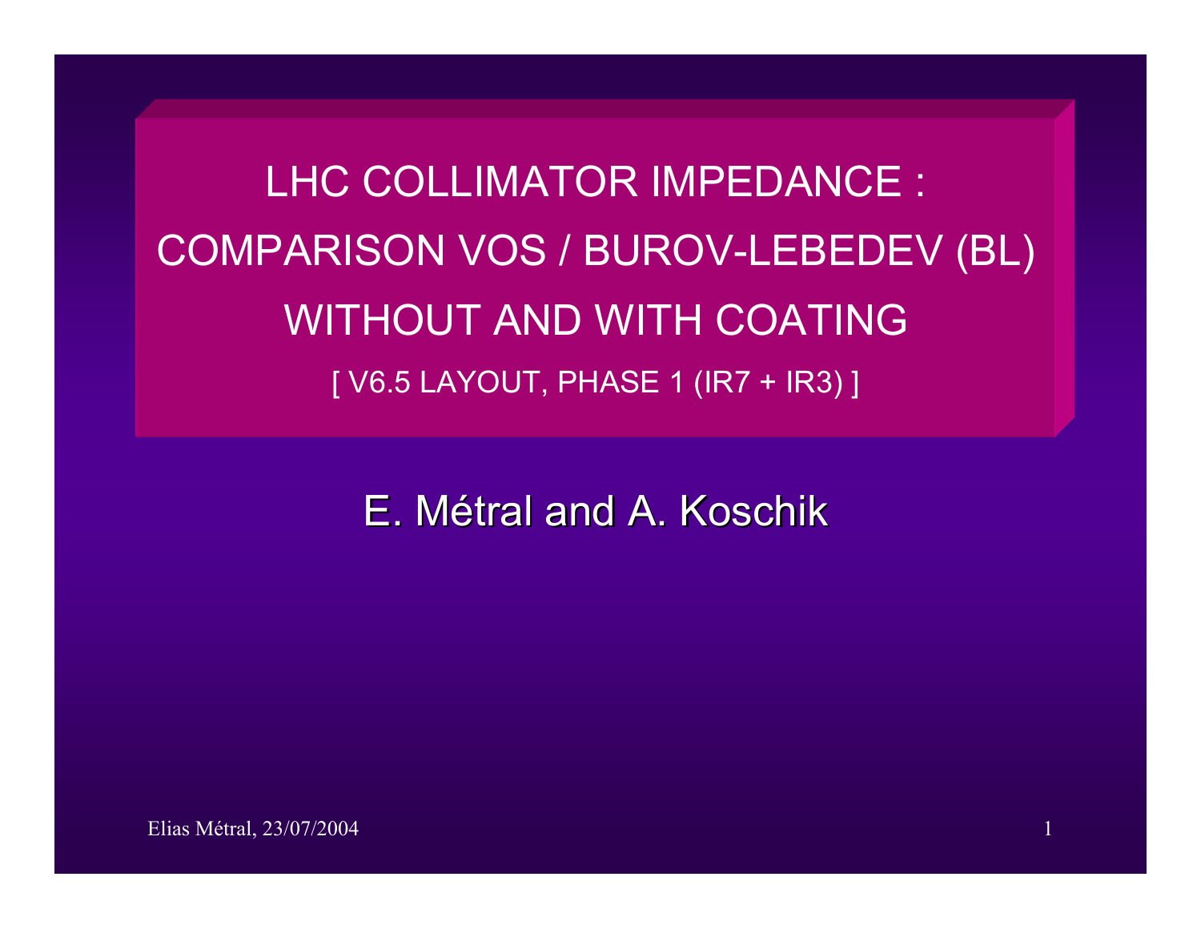# LHC COLLIMATOR IMPEDANCE : COMPARISON VOS / BUROV-LEBEDEV (BL) WITHOUT AND WITH COATING

[ V6.5 LAYOUT, PHASE 1 (IR7 + IR3) ]

E. Métral and A. Koschik

Elias Métral, 23/07/2004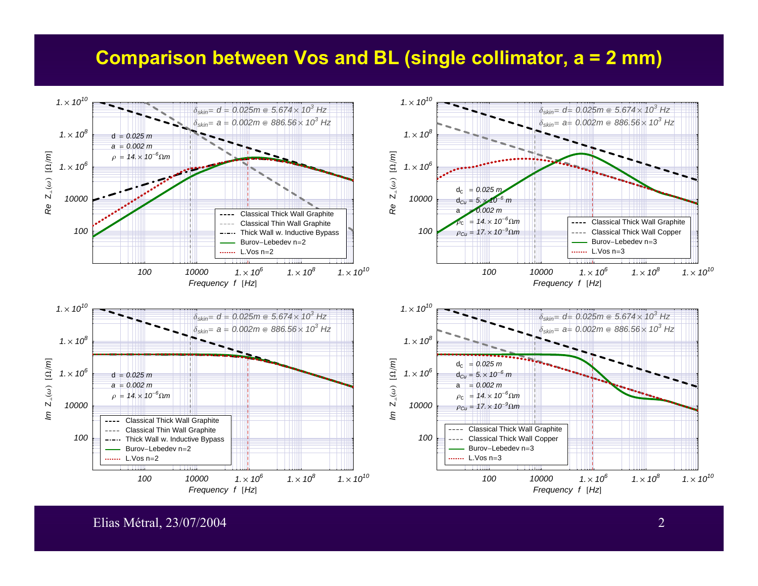# Comparison between Vos and BL (single collimator, a = 2 mm)

$\delta_{skin} = d = 0.025m$ @ $5.674 \times 10^3$ Hz

$\delta_{skin} = a = 0.002m$ @ $886.56 \times 10^3$ Hz

d = 0.025 m
a = 0.002 m
$\rho = 14. \times 10^{-6} \Omega m$

$d_C = 0.025$ m
$d_{Cu} = 5. \times 10^{-6}$ m
a = 0.002 m
$\rho_C = 14. \times 10^{-6} \Omega m$
$\rho_{Cu} = 17. \times 10^{-9} \Omega m$

Legend (n=2 plots): Classical Thick Wall Graphite; Classical Thin Wall Graphite; Thick Wall w. Inductive Bypass; Burov−Lebedev n=2; L.Vos n=2

Legend (n=3 plots): Classical Thick Wall Graphite; Classical Thick Wall Copper; Burov−Lebedev n=3; L.Vos n=3

Axes: Re $Z_\perp(\omega)$ [$\Omega$/m], Im $Z_\perp(\omega)$ [$\Omega$/m] vs. Frequency f [Hz]

Elias Métral, 23/07/2004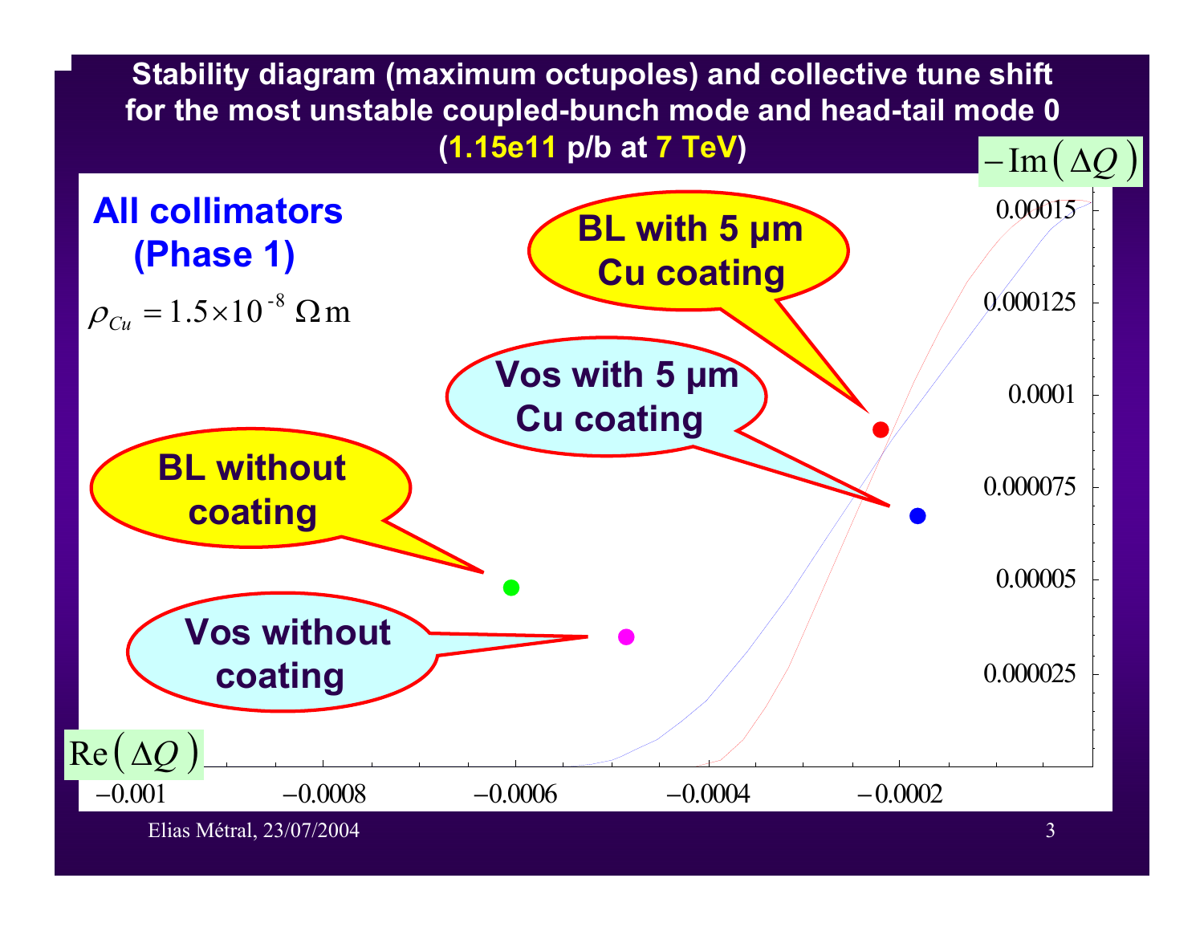# Stability diagram (maximum octupoles) and collective tune shift for the most unstable coupled-bunch mode and head-tail mode 0 (1.15e11 p/b at 7 TeV)

**All collimators (Phase 1)**

$\rho_{Cu} = 1.5 \times 10^{-8}\ \Omega\,\mathrm{m}$

BL with 5 µm Cu coating

Vos with 5 µm Cu coating

BL without coating

Vos without coating

$-\mathrm{Im}(\Delta Q)$

0.00015

0.000125

0.0001

0.000075

0.00005

0.000025

$\mathrm{Re}(\Delta Q)$

−0.001

−0.0008

−0.0006

−0.0004

−0.0002

Elias Métral, 23/07/2004